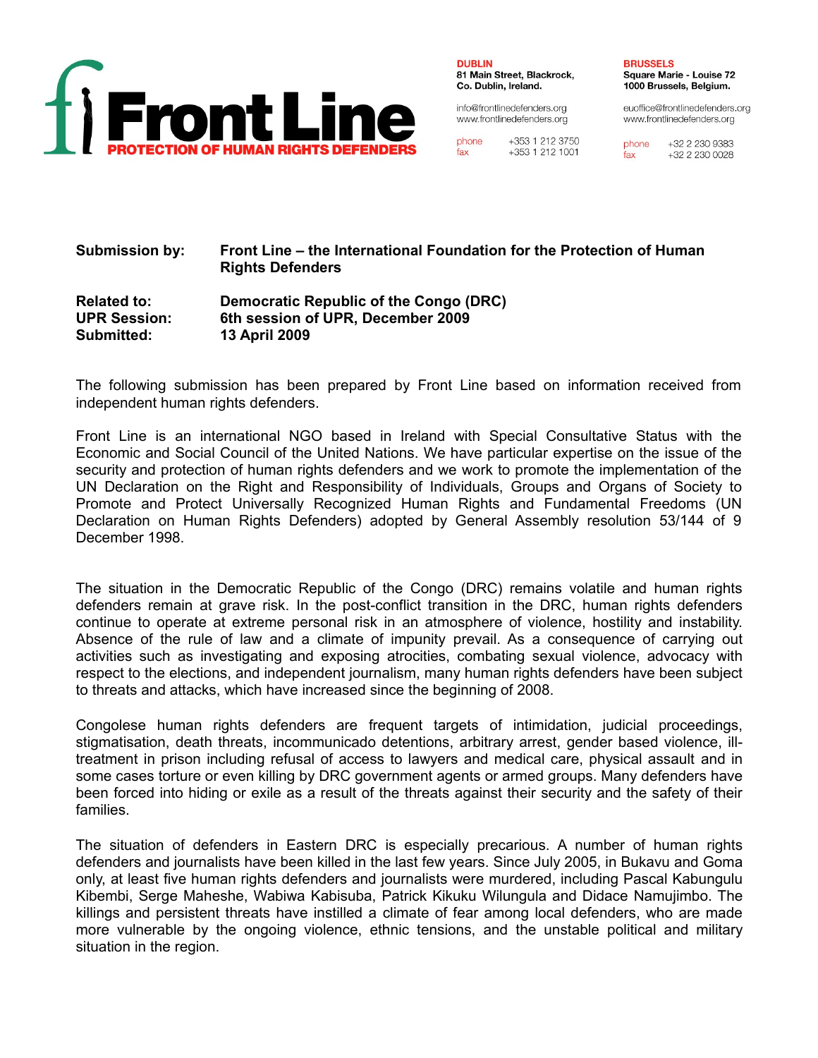# Front Line

**PROTECTION OF HUMAN RIGHTS DEFENDERS**

**DUBLIN**
**81 Main Street, Blackrock, Co. Dublin, Ireland.**
info@frontlinedefenders.org
www.frontlinedefenders.org
phone +353 1 212 3750
fax +353 1 212 1001

**BRUSSELS**
**Square Marie - Louise 72 1000 Brussels, Belgium.**
euoffice@frontlinedefenders.org
www.frontlinedefenders.org
phone +32 2 230 9383
fax +32 2 230 0028

| | |
|---|---|
| **Submission by:** | **Front Line – the International Foundation for the Protection of Human Rights Defenders** |
| **Related to:** | **Democratic Republic of the Congo (DRC)** |
| **UPR Session:** | **6th session of UPR, December 2009** |
| **Submitted:** | **13 April 2009** |

The following submission has been prepared by Front Line based on information received from independent human rights defenders.

Front Line is an international NGO based in Ireland with Special Consultative Status with the Economic and Social Council of the United Nations. We have particular expertise on the issue of the security and protection of human rights defenders and we work to promote the implementation of the UN Declaration on the Right and Responsibility of Individuals, Groups and Organs of Society to Promote and Protect Universally Recognized Human Rights and Fundamental Freedoms (UN Declaration on Human Rights Defenders) adopted by General Assembly resolution 53/144 of 9 December 1998.

The situation in the Democratic Republic of the Congo (DRC) remains volatile and human rights defenders remain at grave risk. In the post-conflict transition in the DRC, human rights defenders continue to operate at extreme personal risk in an atmosphere of violence, hostility and instability. Absence of the rule of law and a climate of impunity prevail. As a consequence of carrying out activities such as investigating and exposing atrocities, combating sexual violence, advocacy with respect to the elections, and independent journalism, many human rights defenders have been subject to threats and attacks, which have increased since the beginning of 2008.

Congolese human rights defenders are frequent targets of intimidation, judicial proceedings, stigmatisation, death threats, incommunicado detentions, arbitrary arrest, gender based violence, ill-treatment in prison including refusal of access to lawyers and medical care, physical assault and in some cases torture or even killing by DRC government agents or armed groups. Many defenders have been forced into hiding or exile as a result of the threats against their security and the safety of their families.

The situation of defenders in Eastern DRC is especially precarious. A number of human rights defenders and journalists have been killed in the last few years. Since July 2005, in Bukavu and Goma only, at least five human rights defenders and journalists were murdered, including Pascal Kabungulu Kibembi, Serge Maheshe, Wabiwa Kabisuba, Patrick Kikuku Wilungula and Didace Namujimbo. The killings and persistent threats have instilled a climate of fear among local defenders, who are made more vulnerable by the ongoing violence, ethnic tensions, and the unstable political and military situation in the region.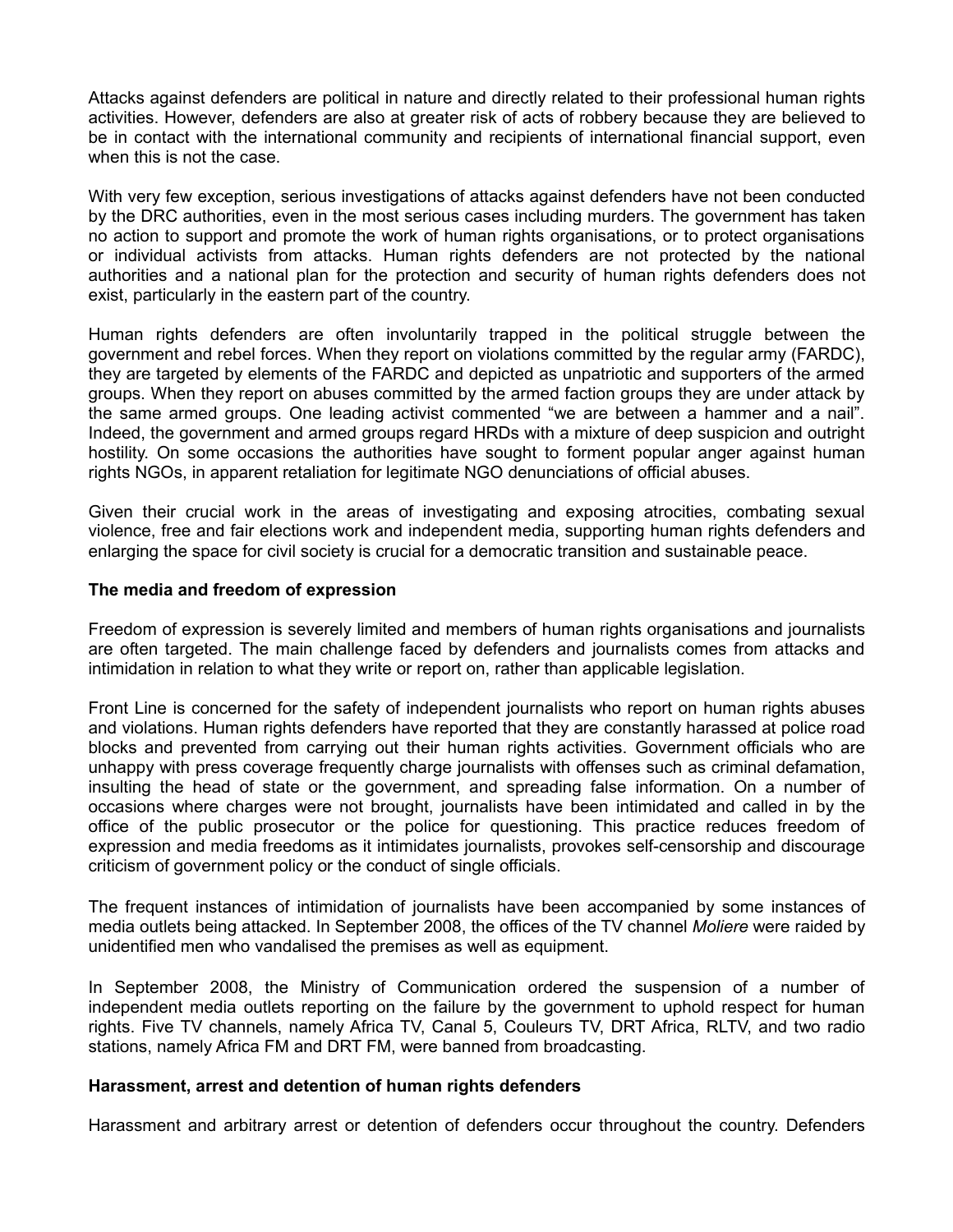Attacks against defenders are political in nature and directly related to their professional human rights activities. However, defenders are also at greater risk of acts of robbery because they are believed to be in contact with the international community and recipients of international financial support, even when this is not the case.

With very few exception, serious investigations of attacks against defenders have not been conducted by the DRC authorities, even in the most serious cases including murders. The government has taken no action to support and promote the work of human rights organisations, or to protect organisations or individual activists from attacks. Human rights defenders are not protected by the national authorities and a national plan for the protection and security of human rights defenders does not exist, particularly in the eastern part of the country.

Human rights defenders are often involuntarily trapped in the political struggle between the government and rebel forces. When they report on violations committed by the regular army (FARDC), they are targeted by elements of the FARDC and depicted as unpatriotic and supporters of the armed groups. When they report on abuses committed by the armed faction groups they are under attack by the same armed groups. One leading activist commented "we are between a hammer and a nail". Indeed, the government and armed groups regard HRDs with a mixture of deep suspicion and outright hostility. On some occasions the authorities have sought to forment popular anger against human rights NGOs, in apparent retaliation for legitimate NGO denunciations of official abuses.

Given their crucial work in the areas of investigating and exposing atrocities, combating sexual violence, free and fair elections work and independent media, supporting human rights defenders and enlarging the space for civil society is crucial for a democratic transition and sustainable peace.

**The media and freedom of expression**

Freedom of expression is severely limited and members of human rights organisations and journalists are often targeted. The main challenge faced by defenders and journalists comes from attacks and intimidation in relation to what they write or report on, rather than applicable legislation.

Front Line is concerned for the safety of independent journalists who report on human rights abuses and violations. Human rights defenders have reported that they are constantly harassed at police road blocks and prevented from carrying out their human rights activities. Government officials who are unhappy with press coverage frequently charge journalists with offenses such as criminal defamation, insulting the head of state or the government, and spreading false information. On a number of occasions where charges were not brought, journalists have been intimidated and called in by the office of the public prosecutor or the police for questioning. This practice reduces freedom of expression and media freedoms as it intimidates journalists, provokes self-censorship and discourage criticism of government policy or the conduct of single officials.

The frequent instances of intimidation of journalists have been accompanied by some instances of media outlets being attacked. In September 2008, the offices of the TV channel *Moliere* were raided by unidentified men who vandalised the premises as well as equipment.

In September 2008, the Ministry of Communication ordered the suspension of a number of independent media outlets reporting on the failure by the government to uphold respect for human rights. Five TV channels, namely Africa TV, Canal 5, Couleurs TV, DRT Africa, RLTV, and two radio stations, namely Africa FM and DRT FM, were banned from broadcasting.

**Harassment, arrest and detention of human rights defenders**

Harassment and arbitrary arrest or detention of defenders occur throughout the country. Defenders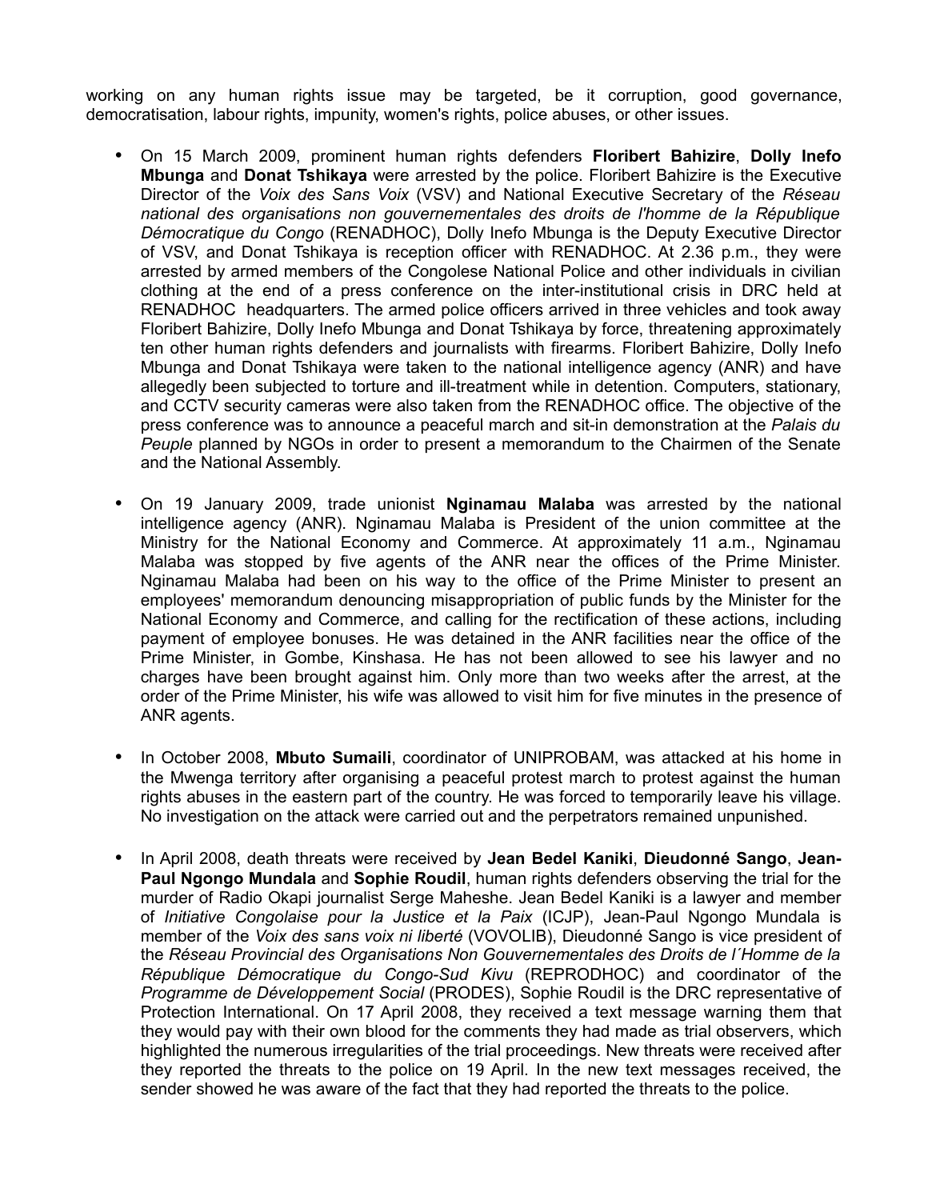working on any human rights issue may be targeted, be it corruption, good governance, democratisation, labour rights, impunity, women's rights, police abuses, or other issues.

- On 15 March 2009, prominent human rights defenders **Floribert Bahizire**, **Dolly Inefo Mbunga** and **Donat Tshikaya** were arrested by the police. Floribert Bahizire is the Executive Director of the *Voix des Sans Voix* (VSV) and National Executive Secretary of the *Réseau national des organisations non gouvernementales des droits de l'homme de la République Démocratique du Congo* (RENADHOC), Dolly Inefo Mbunga is the Deputy Executive Director of VSV, and Donat Tshikaya is reception officer with RENADHOC. At 2.36 p.m., they were arrested by armed members of the Congolese National Police and other individuals in civilian clothing at the end of a press conference on the inter-institutional crisis in DRC held at RENADHOC headquarters. The armed police officers arrived in three vehicles and took away Floribert Bahizire, Dolly Inefo Mbunga and Donat Tshikaya by force, threatening approximately ten other human rights defenders and journalists with firearms. Floribert Bahizire, Dolly Inefo Mbunga and Donat Tshikaya were taken to the national intelligence agency (ANR) and have allegedly been subjected to torture and ill-treatment while in detention. Computers, stationary, and CCTV security cameras were also taken from the RENADHOC office. The objective of the press conference was to announce a peaceful march and sit-in demonstration at the *Palais du Peuple* planned by NGOs in order to present a memorandum to the Chairmen of the Senate and the National Assembly.

- On 19 January 2009, trade unionist **Nginamau Malaba** was arrested by the national intelligence agency (ANR). Nginamau Malaba is President of the union committee at the Ministry for the National Economy and Commerce. At approximately 11 a.m., Nginamau Malaba was stopped by five agents of the ANR near the offices of the Prime Minister. Nginamau Malaba had been on his way to the office of the Prime Minister to present an employees' memorandum denouncing misappropriation of public funds by the Minister for the National Economy and Commerce, and calling for the rectification of these actions, including payment of employee bonuses. He was detained in the ANR facilities near the office of the Prime Minister, in Gombe, Kinshasa. He has not been allowed to see his lawyer and no charges have been brought against him. Only more than two weeks after the arrest, at the order of the Prime Minister, his wife was allowed to visit him for five minutes in the presence of ANR agents.

- In October 2008, **Mbuto Sumaili**, coordinator of UNIPROBAM, was attacked at his home in the Mwenga territory after organising a peaceful protest march to protest against the human rights abuses in the eastern part of the country. He was forced to temporarily leave his village. No investigation on the attack were carried out and the perpetrators remained unpunished.

- In April 2008, death threats were received by **Jean Bedel Kaniki**, **Dieudonné Sango**, **Jean-Paul Ngongo Mundala** and **Sophie Roudil**, human rights defenders observing the trial for the murder of Radio Okapi journalist Serge Maheshe. Jean Bedel Kaniki is a lawyer and member of *Initiative Congolaise pour la Justice et la Paix* (ICJP), Jean-Paul Ngongo Mundala is member of the *Voix des sans voix ni liberté* (VOVOLIB), Dieudonné Sango is vice president of the *Réseau Provincial des Organisations Non Gouvernementales des Droits de l´Homme de la République Démocratique du Congo-Sud Kivu* (REPRODHOC) and coordinator of the *Programme de Développement Social* (PRODES), Sophie Roudil is the DRC representative of Protection International. On 17 April 2008, they received a text message warning them that they would pay with their own blood for the comments they had made as trial observers, which highlighted the numerous irregularities of the trial proceedings. New threats were received after they reported the threats to the police on 19 April. In the new text messages received, the sender showed he was aware of the fact that they had reported the threats to the police.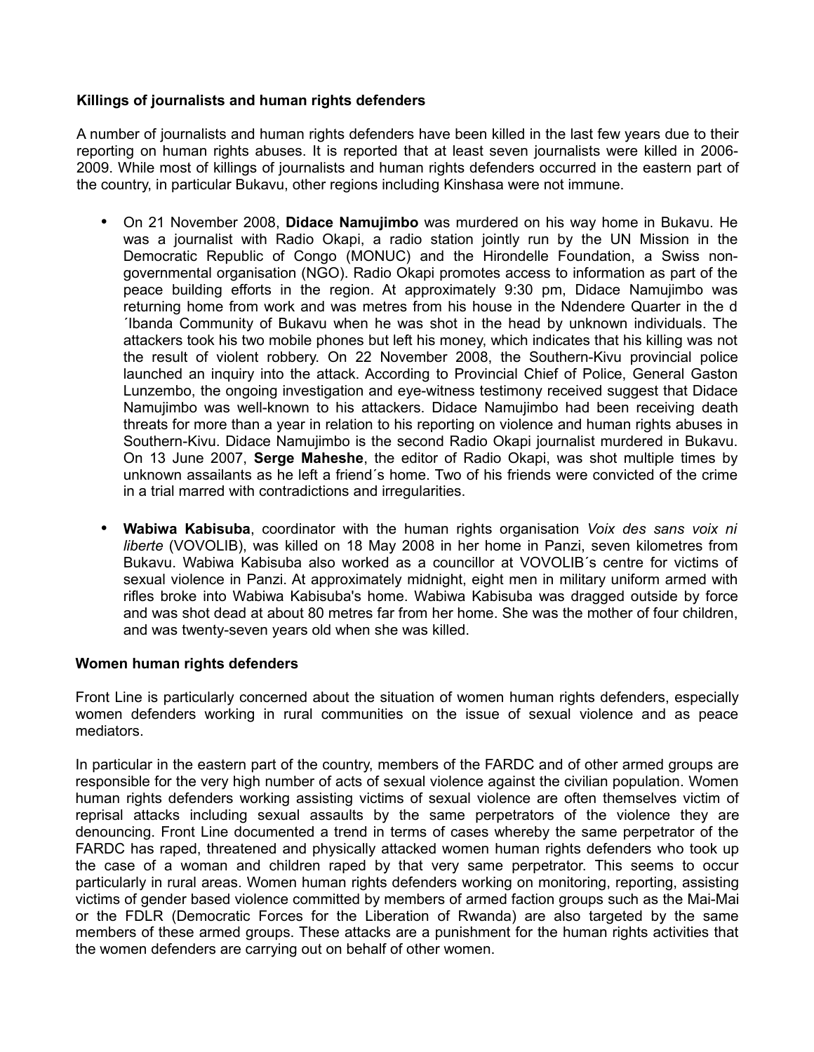**Killings of journalists and human rights defenders**

A number of journalists and human rights defenders have been killed in the last few years due to their reporting on human rights abuses. It is reported that at least seven journalists were killed in 2006-2009. While most of killings of journalists and human rights defenders occurred in the eastern part of the country, in particular Bukavu, other regions including Kinshasa were not immune.

- On 21 November 2008, **Didace Namujimbo** was murdered on his way home in Bukavu. He was a journalist with Radio Okapi, a radio station jointly run by the UN Mission in the Democratic Republic of Congo (MONUC) and the Hirondelle Foundation, a Swiss non-governmental organisation (NGO). Radio Okapi promotes access to information as part of the peace building efforts in the region. At approximately 9:30 pm, Didace Namujimbo was returning home from work and was metres from his house in the Ndendere Quarter in the d´Ibanda Community of Bukavu when he was shot in the head by unknown individuals. The attackers took his two mobile phones but left his money, which indicates that his killing was not the result of violent robbery. On 22 November 2008, the Southern-Kivu provincial police launched an inquiry into the attack. According to Provincial Chief of Police, General Gaston Lunzembo, the ongoing investigation and eye-witness testimony received suggest that Didace Namujimbo was well-known to his attackers. Didace Namujimbo had been receiving death threats for more than a year in relation to his reporting on violence and human rights abuses in Southern-Kivu. Didace Namujimbo is the second Radio Okapi journalist murdered in Bukavu. On 13 June 2007, **Serge Maheshe**, the editor of Radio Okapi, was shot multiple times by unknown assailants as he left a friend´s home. Two of his friends were convicted of the crime in a trial marred with contradictions and irregularities.

- **Wabiwa Kabisuba**, coordinator with the human rights organisation *Voix des sans voix ni liberte* (VOVOLIB), was killed on 18 May 2008 in her home in Panzi, seven kilometres from Bukavu. Wabiwa Kabisuba also worked as a councillor at VOVOLIB´s centre for victims of sexual violence in Panzi. At approximately midnight, eight men in military uniform armed with rifles broke into Wabiwa Kabisuba's home. Wabiwa Kabisuba was dragged outside by force and was shot dead at about 80 metres far from her home. She was the mother of four children, and was twenty-seven years old when she was killed.

**Women human rights defenders**

Front Line is particularly concerned about the situation of women human rights defenders, especially women defenders working in rural communities on the issue of sexual violence and as peace mediators.

In particular in the eastern part of the country, members of the FARDC and of other armed groups are responsible for the very high number of acts of sexual violence against the civilian population. Women human rights defenders working assisting victims of sexual violence are often themselves victim of reprisal attacks including sexual assaults by the same perpetrators of the violence they are denouncing. Front Line documented a trend in terms of cases whereby the same perpetrator of the FARDC has raped, threatened and physically attacked women human rights defenders who took up the case of a woman and children raped by that very same perpetrator. This seems to occur particularly in rural areas. Women human rights defenders working on monitoring, reporting, assisting victims of gender based violence committed by members of armed faction groups such as the Mai-Mai or the FDLR (Democratic Forces for the Liberation of Rwanda) are also targeted by the same members of these armed groups. These attacks are a punishment for the human rights activities that the women defenders are carrying out on behalf of other women.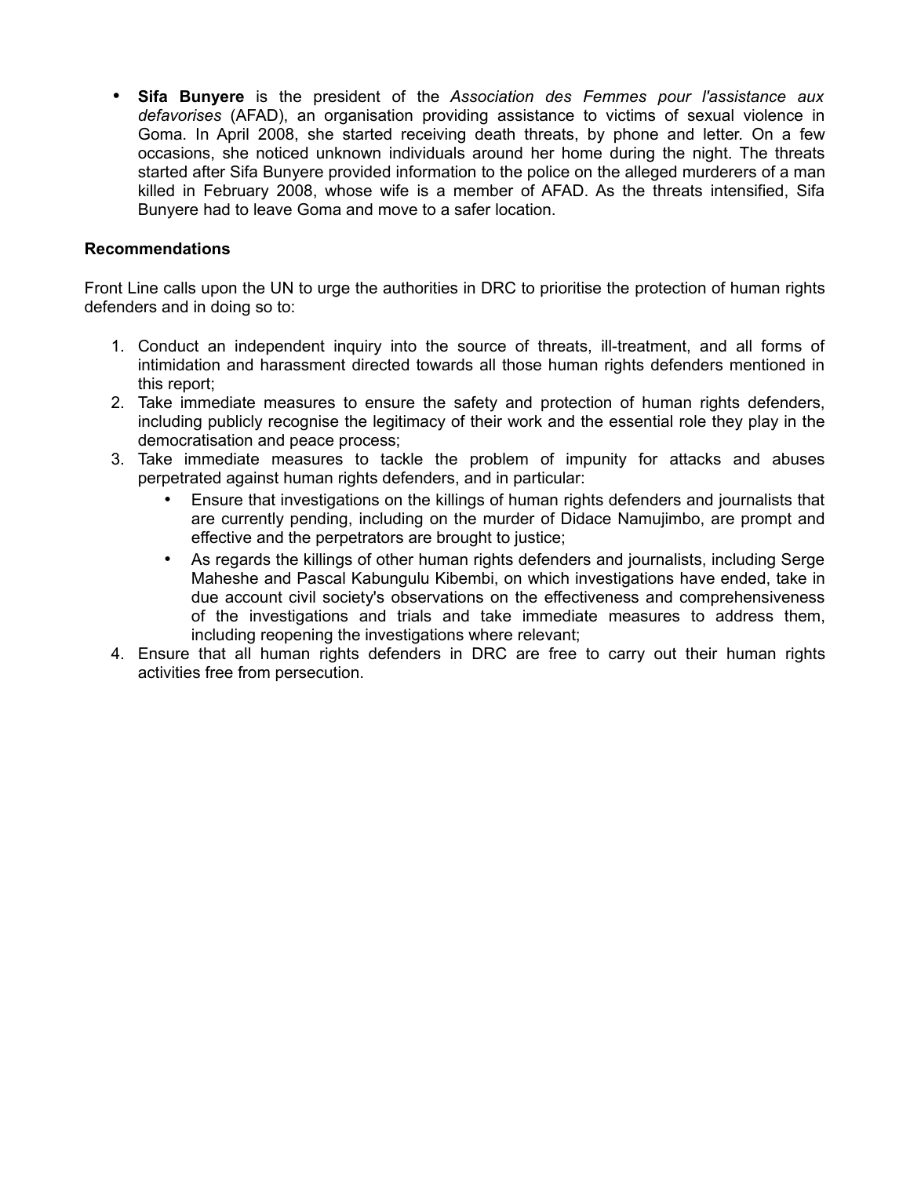- **Sifa Bunyere** is the president of the *Association des Femmes pour l'assistance aux defavorises* (AFAD), an organisation providing assistance to victims of sexual violence in Goma. In April 2008, she started receiving death threats, by phone and letter. On a few occasions, she noticed unknown individuals around her home during the night. The threats started after Sifa Bunyere provided information to the police on the alleged murderers of a man killed in February 2008, whose wife is a member of AFAD. As the threats intensified, Sifa Bunyere had to leave Goma and move to a safer location.

**Recommendations**

Front Line calls upon the UN to urge the authorities in DRC to prioritise the protection of human rights defenders and in doing so to:

1. Conduct an independent inquiry into the source of threats, ill-treatment, and all forms of intimidation and harassment directed towards all those human rights defenders mentioned in this report;
2. Take immediate measures to ensure the safety and protection of human rights defenders, including publicly recognise the legitimacy of their work and the essential role they play in the democratisation and peace process;
3. Take immediate measures to tackle the problem of impunity for attacks and abuses perpetrated against human rights defenders, and in particular:
   - Ensure that investigations on the killings of human rights defenders and journalists that are currently pending, including on the murder of Didace Namujimbo, are prompt and effective and the perpetrators are brought to justice;
   - As regards the killings of other human rights defenders and journalists, including Serge Maheshe and Pascal Kabungulu Kibembi, on which investigations have ended, take in due account civil society's observations on the effectiveness and comprehensiveness of the investigations and trials and take immediate measures to address them, including reopening the investigations where relevant;
4. Ensure that all human rights defenders in DRC are free to carry out their human rights activities free from persecution.